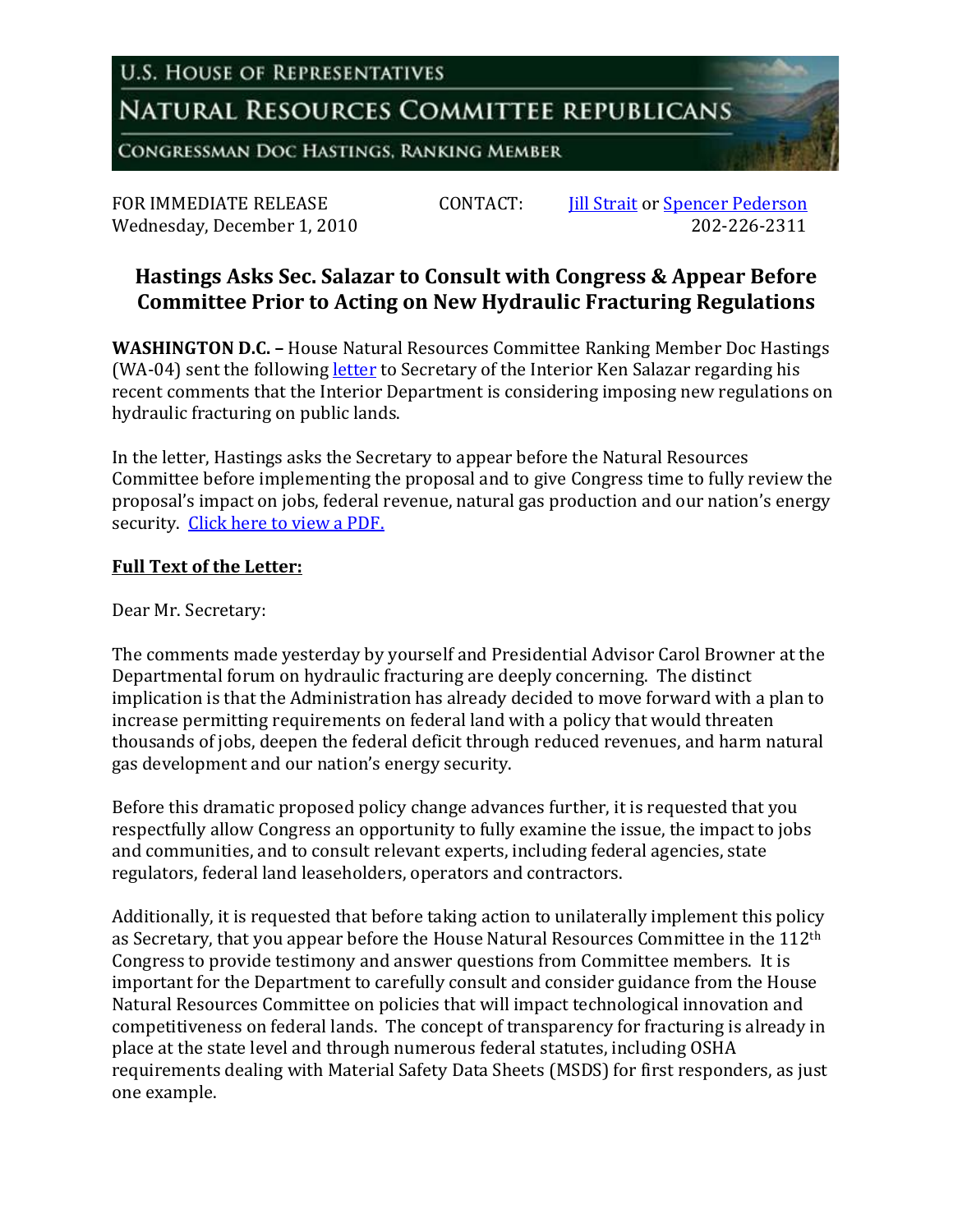U.S. HOUSE OF REPRESENTATIVES

NATURAL RESOURCES COMMITTEE REPUBLICANS

CONGRESSMAN DOC HASTINGS, RANKING MEMBER

FOR IMMEDIATE RELEASE
Wednesday, December 1, 2010

CONTACT: Jill Strait or Spencer Pederson
202-226-2311

# Hastings Asks Sec. Salazar to Consult with Congress & Appear Before Committee Prior to Acting on New Hydraulic Fracturing Regulations

**WASHINGTON D.C. –** House Natural Resources Committee Ranking Member Doc Hastings (WA-04) sent the following letter to Secretary of the Interior Ken Salazar regarding his recent comments that the Interior Department is considering imposing new regulations on hydraulic fracturing on public lands.

In the letter, Hastings asks the Secretary to appear before the Natural Resources Committee before implementing the proposal and to give Congress time to fully review the proposal's impact on jobs, federal revenue, natural gas production and our nation's energy security. Click here to view a PDF.

**Full Text of the Letter:**

Dear Mr. Secretary:

The comments made yesterday by yourself and Presidential Advisor Carol Browner at the Departmental forum on hydraulic fracturing are deeply concerning. The distinct implication is that the Administration has already decided to move forward with a plan to increase permitting requirements on federal land with a policy that would threaten thousands of jobs, deepen the federal deficit through reduced revenues, and harm natural gas development and our nation's energy security.

Before this dramatic proposed policy change advances further, it is requested that you respectfully allow Congress an opportunity to fully examine the issue, the impact to jobs and communities, and to consult relevant experts, including federal agencies, state regulators, federal land leaseholders, operators and contractors.

Additionally, it is requested that before taking action to unilaterally implement this policy as Secretary, that you appear before the House Natural Resources Committee in the 112th Congress to provide testimony and answer questions from Committee members. It is important for the Department to carefully consult and consider guidance from the House Natural Resources Committee on policies that will impact technological innovation and competitiveness on federal lands. The concept of transparency for fracturing is already in place at the state level and through numerous federal statutes, including OSHA requirements dealing with Material Safety Data Sheets (MSDS) for first responders, as just one example.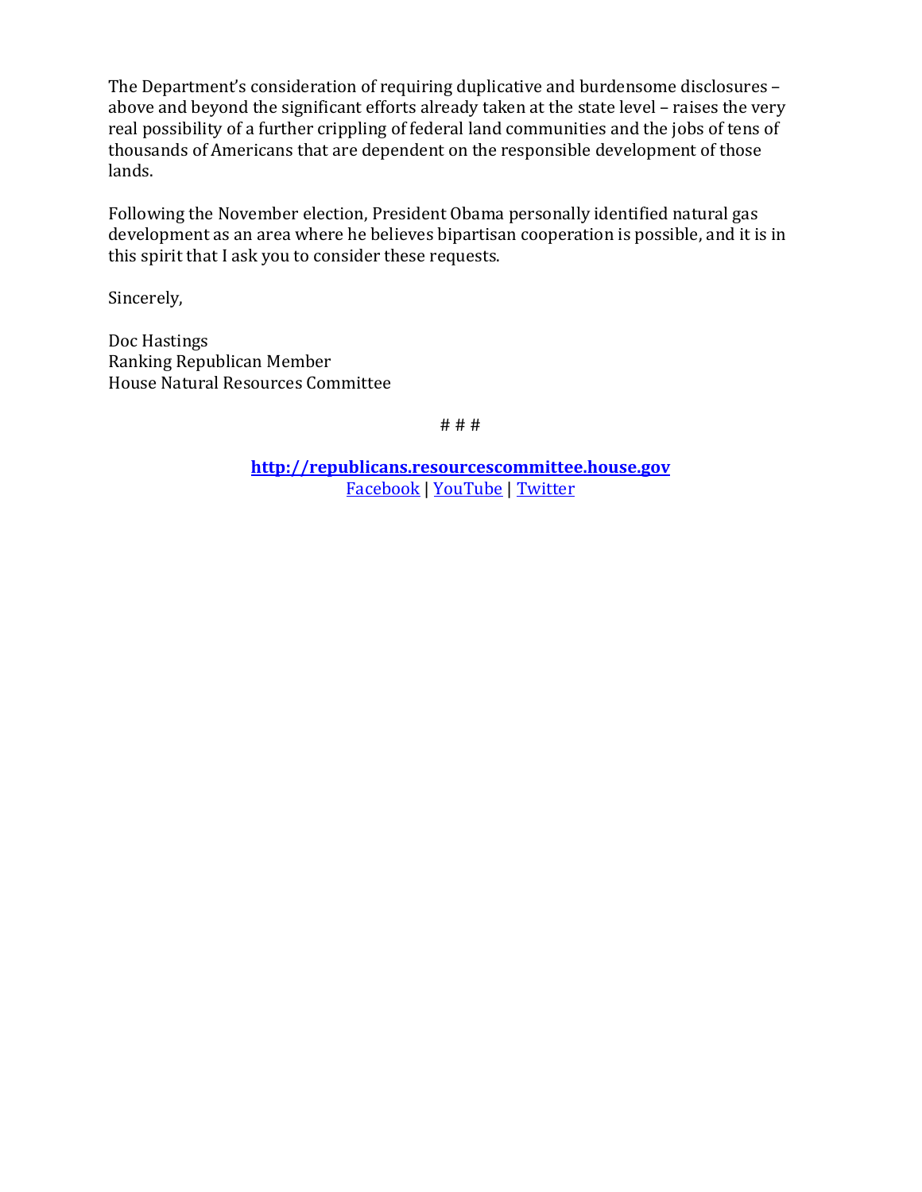The Department's consideration of requiring duplicative and burdensome disclosures – above and beyond the significant efforts already taken at the state level – raises the very real possibility of a further crippling of federal land communities and the jobs of tens of thousands of Americans that are dependent on the responsible development of those lands.

Following the November election, President Obama personally identified natural gas development as an area where he believes bipartisan cooperation is possible, and it is in this spirit that I ask you to consider these requests.

Sincerely,

Doc Hastings
Ranking Republican Member
House Natural Resources Committee

# # #

**http://republicans.resourcescommittee.house.gov**
Facebook | YouTube | Twitter